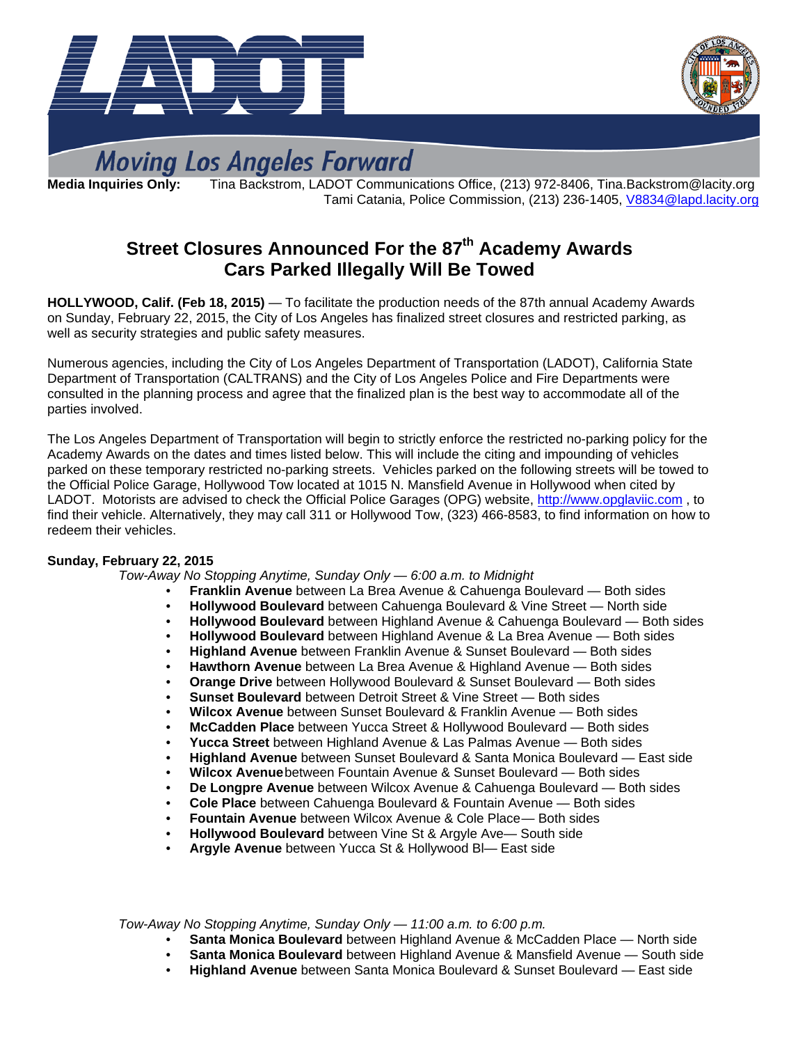Moving Los Angeles Forward

**Media Inquiries Only:** Tina Backstrom, LADOT Communications Office, (213) 972-8406, Tina.Backstrom@lacity.org
Tami Catania, Police Commission, (213) 236-1405, V8834@lapd.lacity.org

## Street Closures Announced For the 87th Academy Awards
## Cars Parked Illegally Will Be Towed

**HOLLYWOOD, Calif. (Feb 18, 2015)** — To facilitate the production needs of the 87th annual Academy Awards on Sunday, February 22, 2015, the City of Los Angeles has finalized street closures and restricted parking, as well as security strategies and public safety measures.

Numerous agencies, including the City of Los Angeles Department of Transportation (LADOT), California State Department of Transportation (CALTRANS) and the City of Los Angeles Police and Fire Departments were consulted in the planning process and agree that the finalized plan is the best way to accommodate all of the parties involved.

The Los Angeles Department of Transportation will begin to strictly enforce the restricted no-parking policy for the Academy Awards on the dates and times listed below. This will include the citing and impounding of vehicles parked on these temporary restricted no-parking streets. Vehicles parked on the following streets will be towed to the Official Police Garage, Hollywood Tow located at 1015 N. Mansfield Avenue in Hollywood when cited by LADOT. Motorists are advised to check the Official Police Garages (OPG) website, http://www.opglaviic.com , to find their vehicle. Alternatively, they may call 311 or Hollywood Tow, (323) 466-8583, to find information on how to redeem their vehicles.

**Sunday, February 22, 2015**

*Tow-Away No Stopping Anytime, Sunday Only — 6:00 a.m. to Midnight*

- **Franklin Avenue** between La Brea Avenue & Cahuenga Boulevard — Both sides
- **Hollywood Boulevard** between Cahuenga Boulevard & Vine Street — North side
- **Hollywood Boulevard** between Highland Avenue & Cahuenga Boulevard — Both sides
- **Hollywood Boulevard** between Highland Avenue & La Brea Avenue — Both sides
- **Highland Avenue** between Franklin Avenue & Sunset Boulevard — Both sides
- **Hawthorn Avenue** between La Brea Avenue & Highland Avenue — Both sides
- **Orange Drive** between Hollywood Boulevard & Sunset Boulevard — Both sides
- **Sunset Boulevard** between Detroit Street & Vine Street — Both sides
- **Wilcox Avenue** between Sunset Boulevard & Franklin Avenue — Both sides
- **McCadden Place** between Yucca Street & Hollywood Boulevard — Both sides
- **Yucca Street** between Highland Avenue & Las Palmas Avenue — Both sides
- **Highland Avenue** between Sunset Boulevard & Santa Monica Boulevard — East side
- **Wilcox Avenue** between Fountain Avenue & Sunset Boulevard — Both sides
- **De Longpre Avenue** between Wilcox Avenue & Cahuenga Boulevard — Both sides
- **Cole Place** between Cahuenga Boulevard & Fountain Avenue — Both sides
- **Fountain Avenue** between Wilcox Avenue & Cole Place— Both sides
- **Hollywood Boulevard** between Vine St & Argyle Ave— South side
- **Argyle Avenue** between Yucca St & Hollywood Bl— East side

*Tow-Away No Stopping Anytime, Sunday Only — 11:00 a.m. to 6:00 p.m.*

- **Santa Monica Boulevard** between Highland Avenue & McCadden Place — North side
- **Santa Monica Boulevard** between Highland Avenue & Mansfield Avenue — South side
- **Highland Avenue** between Santa Monica Boulevard & Sunset Boulevard — East side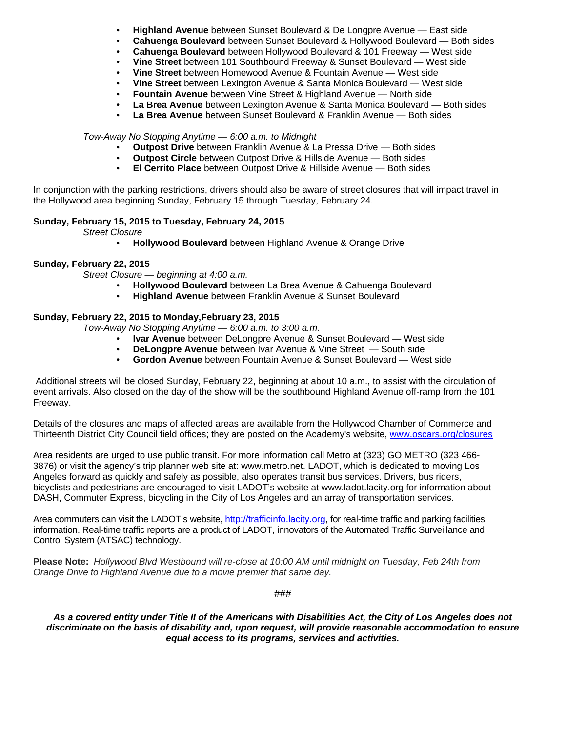- **Highland Avenue** between Sunset Boulevard & De Longpre Avenue — East side
- **Cahuenga Boulevard** between Sunset Boulevard & Hollywood Boulevard — Both sides
- **Cahuenga Boulevard** between Hollywood Boulevard & 101 Freeway — West side
- **Vine Street** between 101 Southbound Freeway & Sunset Boulevard — West side
- **Vine Street** between Homewood Avenue & Fountain Avenue — West side
- **Vine Street** between Lexington Avenue & Santa Monica Boulevard — West side
- **Fountain Avenue** between Vine Street & Highland Avenue — North side
- **La Brea Avenue** between Lexington Avenue & Santa Monica Boulevard — Both sides
- **La Brea Avenue** between Sunset Boulevard & Franklin Avenue — Both sides

*Tow-Away No Stopping Anytime — 6:00 a.m. to Midnight*

- **Outpost Drive** between Franklin Avenue & La Pressa Drive — Both sides
- **Outpost Circle** between Outpost Drive & Hillside Avenue — Both sides
- **El Cerrito Place** between Outpost Drive & Hillside Avenue — Both sides

In conjunction with the parking restrictions, drivers should also be aware of street closures that will impact travel in the Hollywood area beginning Sunday, February 15 through Tuesday, February 24.

**Sunday, February 15, 2015 to Tuesday, February 24, 2015**

*Street Closure*

- **Hollywood Boulevard** between Highland Avenue & Orange Drive

**Sunday, February 22, 2015**

*Street Closure — beginning at 4:00 a.m.*

- **Hollywood Boulevard** between La Brea Avenue & Cahuenga Boulevard
- **Highland Avenue** between Franklin Avenue & Sunset Boulevard

**Sunday, February 22, 2015 to Monday,February 23, 2015**

*Tow-Away No Stopping Anytime — 6:00 a.m. to 3:00 a.m.*

- **Ivar Avenue** between DeLongpre Avenue & Sunset Boulevard — West side
- **DeLongpre Avenue** between Ivar Avenue & Vine Street — South side
- **Gordon Avenue** between Fountain Avenue & Sunset Boulevard — West side

Additional streets will be closed Sunday, February 22, beginning at about 10 a.m., to assist with the circulation of event arrivals. Also closed on the day of the show will be the southbound Highland Avenue off-ramp from the 101 Freeway.

Details of the closures and maps of affected areas are available from the Hollywood Chamber of Commerce and Thirteenth District City Council field offices; they are posted on the Academy's website, www.oscars.org/closures

Area residents are urged to use public transit. For more information call Metro at (323) GO METRO (323 466-3876) or visit the agency's trip planner web site at: www.metro.net. LADOT, which is dedicated to moving Los Angeles forward as quickly and safely as possible, also operates transit bus services. Drivers, bus riders, bicyclists and pedestrians are encouraged to visit LADOT's website at www.ladot.lacity.org for information about DASH, Commuter Express, bicycling in the City of Los Angeles and an array of transportation services.

Area commuters can visit the LADOT's website, http://trafficinfo.lacity.org, for real-time traffic and parking facilities information. Real-time traffic reports are a product of LADOT, innovators of the Automated Traffic Surveillance and Control System (ATSAC) technology.

**Please Note:** *Hollywood Blvd Westbound will re-close at 10:00 AM until midnight on Tuesday, Feb 24th from Orange Drive to Highland Avenue due to a movie premier that same day.*

###

***As a covered entity under Title II of the Americans with Disabilities Act, the City of Los Angeles does not discriminate on the basis of disability and, upon request, will provide reasonable accommodation to ensure equal access to its programs, services and activities.***